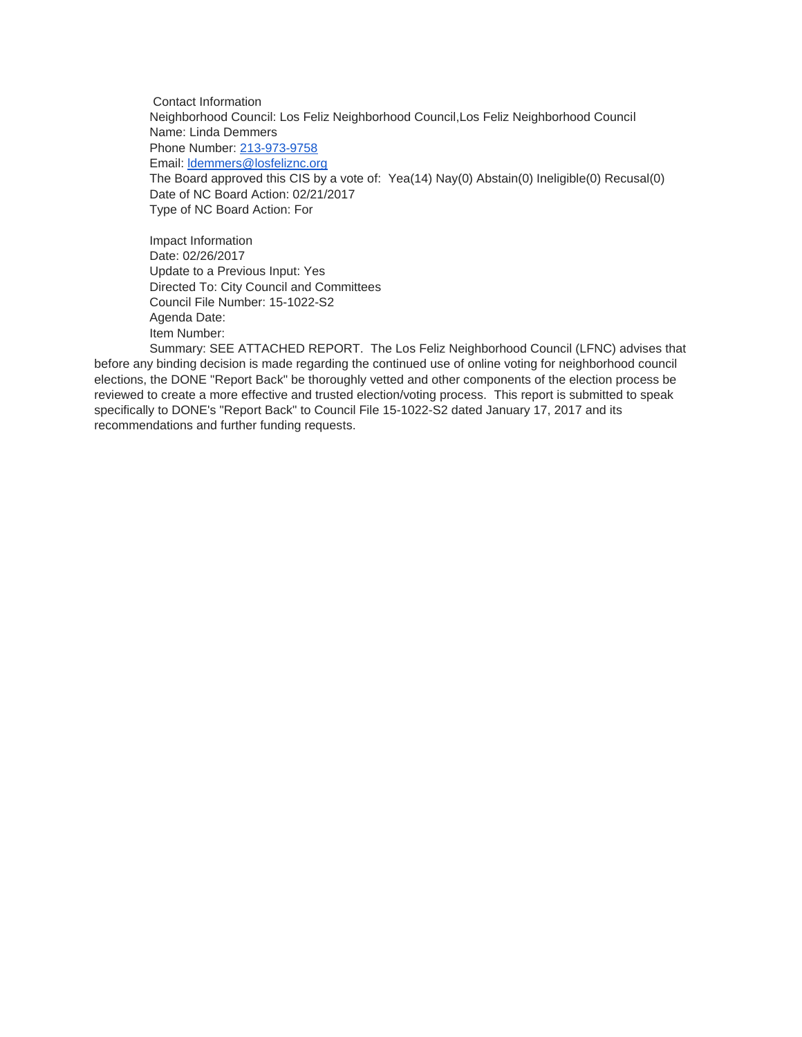Contact Information
Neighborhood Council: Los Feliz Neighborhood Council,Los Feliz Neighborhood Council
Name: Linda Demmers
Phone Number: 213-973-9758
Email: ldemmers@losfeliznc.org
The Board approved this CIS by a vote of: Yea(14) Nay(0) Abstain(0) Ineligible(0) Recusal(0)
Date of NC Board Action: 02/21/2017
Type of NC Board Action: For

Impact Information
Date: 02/26/2017
Update to a Previous Input: Yes
Directed To: City Council and Committees
Council File Number: 15-1022-S2
Agenda Date:
Item Number:
Summary: SEE ATTACHED REPORT. The Los Feliz Neighborhood Council (LFNC) advises that before any binding decision is made regarding the continued use of online voting for neighborhood council elections, the DONE "Report Back" be thoroughly vetted and other components of the election process be reviewed to create a more effective and trusted election/voting process. This report is submitted to speak specifically to DONE's "Report Back" to Council File 15-1022-S2 dated January 17, 2017 and its recommendations and further funding requests.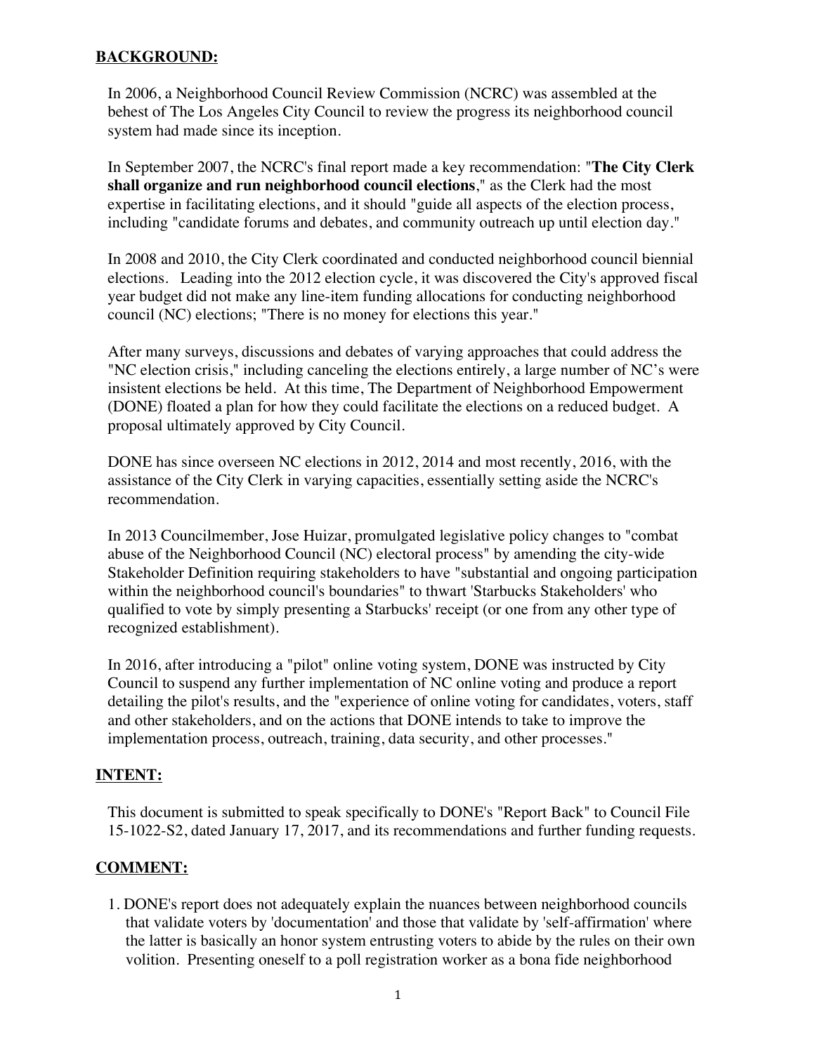## BACKGROUND:

In 2006, a Neighborhood Council Review Commission (NCRC) was assembled at the behest of The Los Angeles City Council to review the progress its neighborhood council system had made since its inception.

In September 2007, the NCRC's final report made a key recommendation: "**The City Clerk shall organize and run neighborhood council elections**," as the Clerk had the most expertise in facilitating elections, and it should "guide all aspects of the election process, including "candidate forums and debates, and community outreach up until election day."

In 2008 and 2010, the City Clerk coordinated and conducted neighborhood council biennial elections. Leading into the 2012 election cycle, it was discovered the City's approved fiscal year budget did not make any line-item funding allocations for conducting neighborhood council (NC) elections; "There is no money for elections this year."

After many surveys, discussions and debates of varying approaches that could address the "NC election crisis," including canceling the elections entirely, a large number of NC's were insistent elections be held. At this time, The Department of Neighborhood Empowerment (DONE) floated a plan for how they could facilitate the elections on a reduced budget. A proposal ultimately approved by City Council.

DONE has since overseen NC elections in 2012, 2014 and most recently, 2016, with the assistance of the City Clerk in varying capacities, essentially setting aside the NCRC's recommendation.

In 2013 Councilmember, Jose Huizar, promulgated legislative policy changes to "combat abuse of the Neighborhood Council (NC) electoral process" by amending the city-wide Stakeholder Definition requiring stakeholders to have "substantial and ongoing participation within the neighborhood council's boundaries" to thwart 'Starbucks Stakeholders' who qualified to vote by simply presenting a Starbucks' receipt (or one from any other type of recognized establishment).

In 2016, after introducing a "pilot" online voting system, DONE was instructed by City Council to suspend any further implementation of NC online voting and produce a report detailing the pilot's results, and the "experience of online voting for candidates, voters, staff and other stakeholders, and on the actions that DONE intends to take to improve the implementation process, outreach, training, data security, and other processes."

## INTENT:

This document is submitted to speak specifically to DONE's "Report Back" to Council File 15-1022-S2, dated January 17, 2017, and its recommendations and further funding requests.

## COMMENT:

1. DONE's report does not adequately explain the nuances between neighborhood councils that validate voters by 'documentation' and those that validate by 'self-affirmation' where the latter is basically an honor system entrusting voters to abide by the rules on their own volition. Presenting oneself to a poll registration worker as a bona fide neighborhood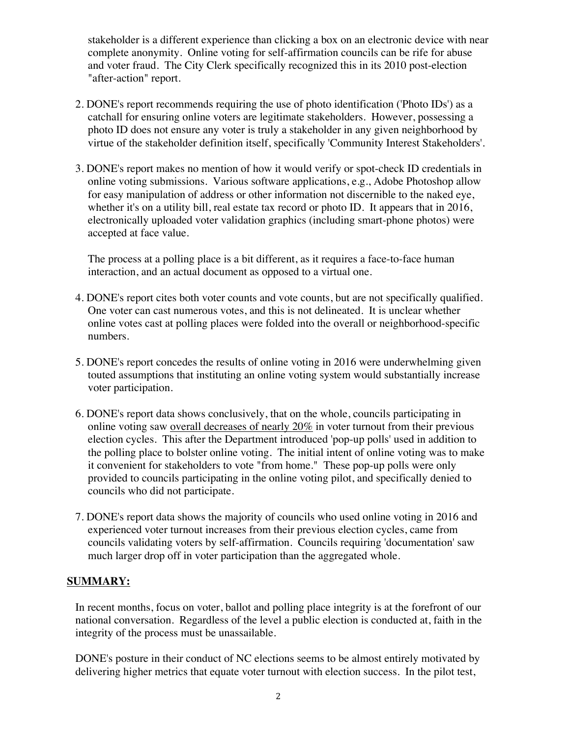stakeholder is a different experience than clicking a box on an electronic device with near complete anonymity. Online voting for self-affirmation councils can be rife for abuse and voter fraud. The City Clerk specifically recognized this in its 2010 post-election "after-action" report.

2. DONE's report recommends requiring the use of photo identification ('Photo IDs') as a catchall for ensuring online voters are legitimate stakeholders. However, possessing a photo ID does not ensure any voter is truly a stakeholder in any given neighborhood by virtue of the stakeholder definition itself, specifically 'Community Interest Stakeholders'.

3. DONE's report makes no mention of how it would verify or spot-check ID credentials in online voting submissions. Various software applications, e.g., Adobe Photoshop allow for easy manipulation of address or other information not discernible to the naked eye, whether it's on a utility bill, real estate tax record or photo ID. It appears that in 2016, electronically uploaded voter validation graphics (including smart-phone photos) were accepted at face value.

   The process at a polling place is a bit different, as it requires a face-to-face human interaction, and an actual document as opposed to a virtual one.

4. DONE's report cites both voter counts and vote counts, but are not specifically qualified. One voter can cast numerous votes, and this is not delineated. It is unclear whether online votes cast at polling places were folded into the overall or neighborhood-specific numbers.

5. DONE's report concedes the results of online voting in 2016 were underwhelming given touted assumptions that instituting an online voting system would substantially increase voter participation.

6. DONE's report data shows conclusively, that on the whole, councils participating in online voting saw <u>overall decreases of nearly 20%</u> in voter turnout from their previous election cycles. This after the Department introduced 'pop-up polls' used in addition to the polling place to bolster online voting. The initial intent of online voting was to make it convenient for stakeholders to vote "from home." These pop-up polls were only provided to councils participating in the online voting pilot, and specifically denied to councils who did not participate.

7. DONE's report data shows the majority of councils who used online voting in 2016 and experienced voter turnout increases from their previous election cycles, came from councils validating voters by self-affirmation. Councils requiring 'documentation' saw much larger drop off in voter participation than the aggregated whole.

## SUMMARY:

In recent months, focus on voter, ballot and polling place integrity is at the forefront of our national conversation. Regardless of the level a public election is conducted at, faith in the integrity of the process must be unassailable.

DONE's posture in their conduct of NC elections seems to be almost entirely motivated by delivering higher metrics that equate voter turnout with election success. In the pilot test,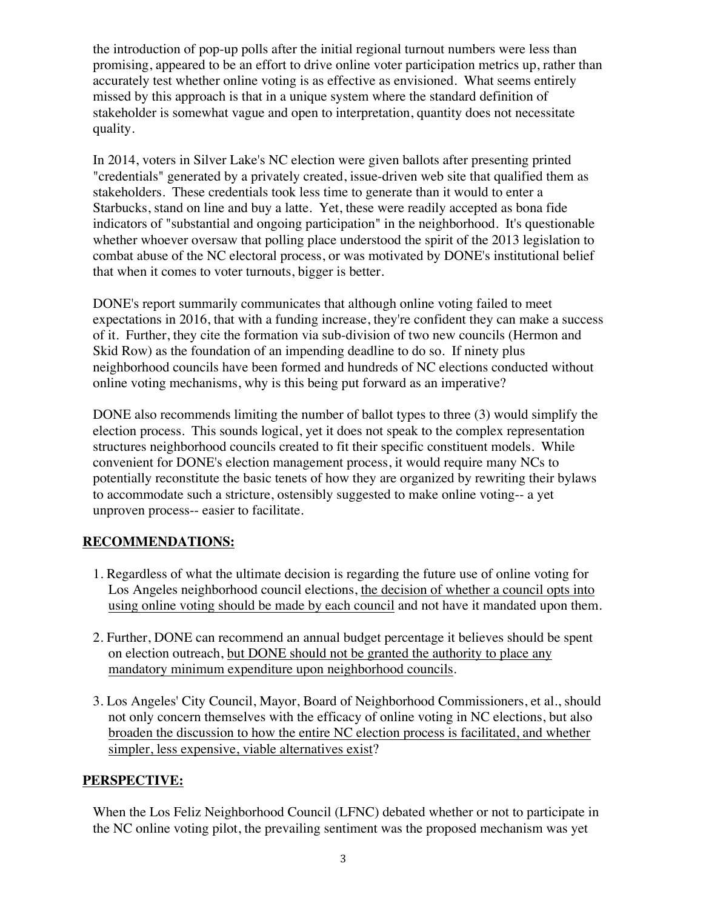the introduction of pop-up polls after the initial regional turnout numbers were less than promising, appeared to be an effort to drive online voter participation metrics up, rather than accurately test whether online voting is as effective as envisioned. What seems entirely missed by this approach is that in a unique system where the standard definition of stakeholder is somewhat vague and open to interpretation, quantity does not necessitate quality.

In 2014, voters in Silver Lake's NC election were given ballots after presenting printed "credentials" generated by a privately created, issue-driven web site that qualified them as stakeholders. These credentials took less time to generate than it would to enter a Starbucks, stand on line and buy a latte. Yet, these were readily accepted as bona fide indicators of "substantial and ongoing participation" in the neighborhood. It's questionable whether whoever oversaw that polling place understood the spirit of the 2013 legislation to combat abuse of the NC electoral process, or was motivated by DONE's institutional belief that when it comes to voter turnouts, bigger is better.

DONE's report summarily communicates that although online voting failed to meet expectations in 2016, that with a funding increase, they're confident they can make a success of it. Further, they cite the formation via sub-division of two new councils (Hermon and Skid Row) as the foundation of an impending deadline to do so. If ninety plus neighborhood councils have been formed and hundreds of NC elections conducted without online voting mechanisms, why is this being put forward as an imperative?

DONE also recommends limiting the number of ballot types to three (3) would simplify the election process. This sounds logical, yet it does not speak to the complex representation structures neighborhood councils created to fit their specific constituent models. While convenient for DONE's election management process, it would require many NCs to potentially reconstitute the basic tenets of how they are organized by rewriting their bylaws to accommodate such a stricture, ostensibly suggested to make online voting-- a yet unproven process-- easier to facilitate.

## RECOMMENDATIONS:

1. Regardless of what the ultimate decision is regarding the future use of online voting for Los Angeles neighborhood council elections, <u>the decision of whether a council opts into using online voting should be made by each council</u> and not have it mandated upon them.

2. Further, DONE can recommend an annual budget percentage it believes should be spent on election outreach, <u>but DONE should not be granted the authority to place any mandatory minimum expenditure upon neighborhood councils</u>.

3. Los Angeles' City Council, Mayor, Board of Neighborhood Commissioners, et al., should not only concern themselves with the efficacy of online voting in NC elections, but also <u>broaden the discussion to how the entire NC election process is facilitated, and whether simpler, less expensive, viable alternatives exist</u>?

## PERSPECTIVE:

When the Los Feliz Neighborhood Council (LFNC) debated whether or not to participate in the NC online voting pilot, the prevailing sentiment was the proposed mechanism was yet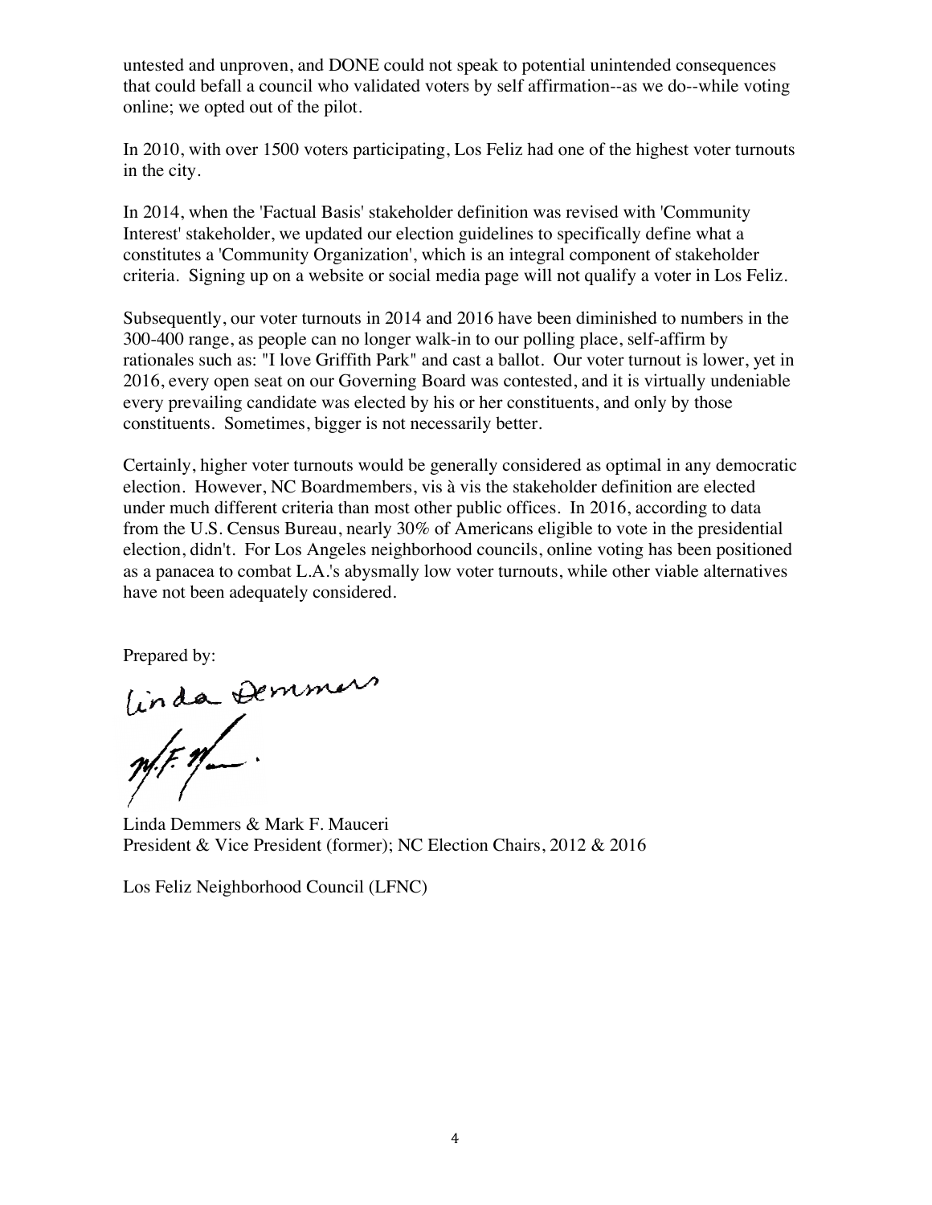untested and unproven, and DONE could not speak to potential unintended consequences that could befall a council who validated voters by self affirmation--as we do--while voting online; we opted out of the pilot.

In 2010, with over 1500 voters participating, Los Feliz had one of the highest voter turnouts in the city.

In 2014, when the 'Factual Basis' stakeholder definition was revised with 'Community Interest' stakeholder, we updated our election guidelines to specifically define what a constitutes a 'Community Organization', which is an integral component of stakeholder criteria. Signing up on a website or social media page will not qualify a voter in Los Feliz.

Subsequently, our voter turnouts in 2014 and 2016 have been diminished to numbers in the 300-400 range, as people can no longer walk-in to our polling place, self-affirm by rationales such as: "I love Griffith Park" and cast a ballot. Our voter turnout is lower, yet in 2016, every open seat on our Governing Board was contested, and it is virtually undeniable every prevailing candidate was elected by his or her constituents, and only by those constituents. Sometimes, bigger is not necessarily better.

Certainly, higher voter turnouts would be generally considered as optimal in any democratic election. However, NC Boardmembers, vis à vis the stakeholder definition are elected under much different criteria than most other public offices. In 2016, according to data from the U.S. Census Bureau, nearly 30% of Americans eligible to vote in the presidential election, didn't. For Los Angeles neighborhood councils, online voting has been positioned as a panacea to combat L.A.'s abysmally low voter turnouts, while other viable alternatives have not been adequately considered.

Prepared by:

Linda Demmers & Mark F. Mauceri
President & Vice President (former); NC Election Chairs, 2012 & 2016

Los Feliz Neighborhood Council (LFNC)